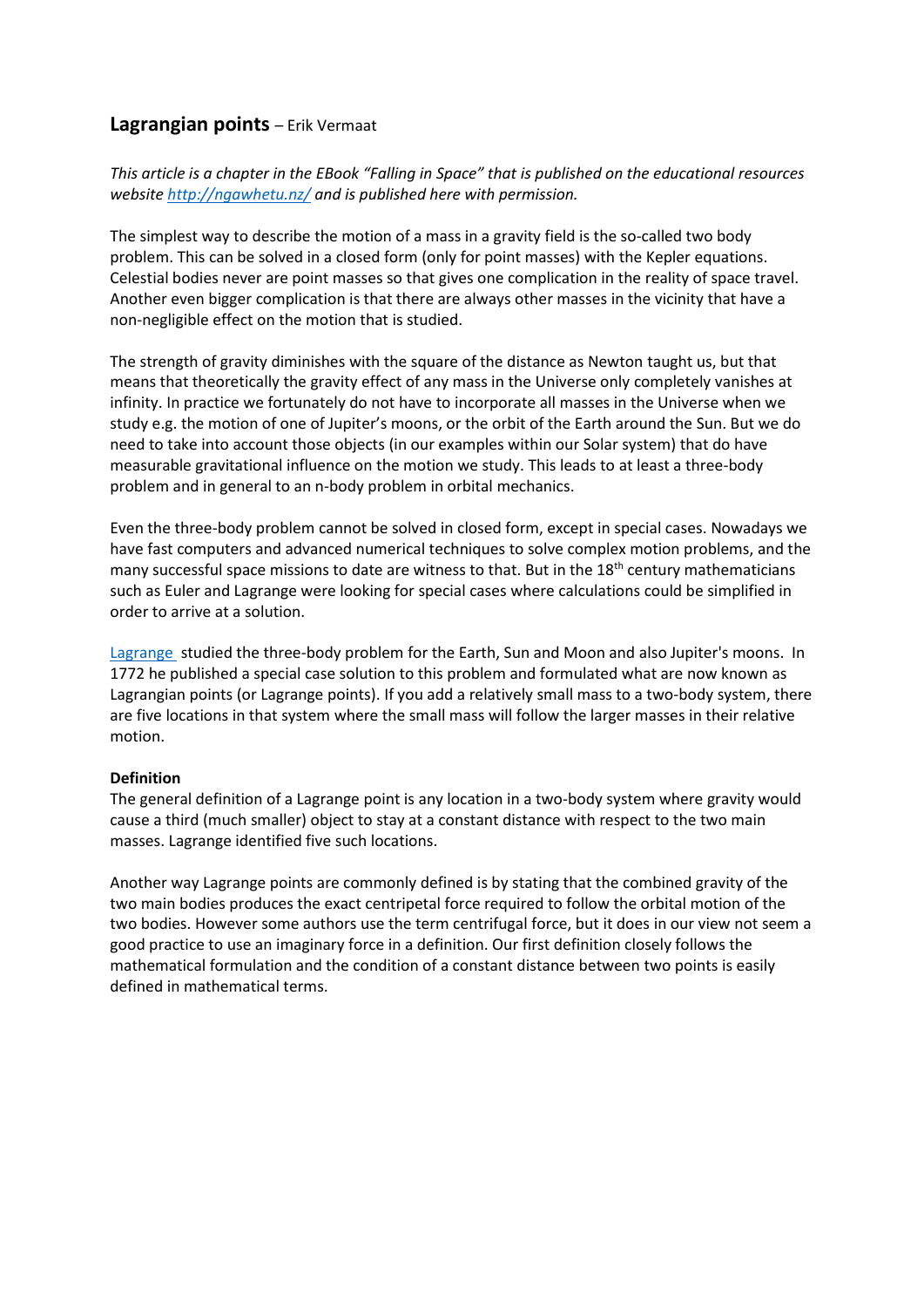# **Lagrangian points** – Erik Vermaat

*This article is a chapter in the EBook "Falling in Space" that is published on the educational resources website [http://ngawhetu.nz/](http://ngawhetu.nz/) and is published here with permission.*

The simplest way to describe the motion of a mass in a gravity field is the so-called two body problem. This can be solved in a closed form (only for point masses) with the Kepler equations. Celestial bodies never are point masses so that gives one complication in the reality of space travel. Another even bigger complication is that there are always other masses in the vicinity that have a non-negligible effect on the motion that is studied.

The strength of gravity diminishes with the square of the distance as Newton taught us, but that means that theoretically the gravity effect of any mass in the Universe only completely vanishes at infinity. In practice we fortunately do not have to incorporate all masses in the Universe when we study e.g. the motion of one of Jupiter's moons, or the orbit of the Earth around the Sun. But we do need to take into account those objects (in our examples within our Solar system) that do have measurable gravitational influence on the motion we study. This leads to at least a three-body problem and in general to an n-body problem in orbital mechanics.

Even the three-body problem cannot be solved in closed form, except in special cases. Nowadays we have fast computers and advanced numerical techniques to solve complex motion problems, and the many successful space missions to date are witness to that. But in the 18th century mathematicians such as Euler and Lagrange were looking for special cases where calculations could be simplified in order to arrive at a solution.

[Lagrange](Lagrange) studied the three-body problem for the Earth, Sun and Moon and also Jupiter's moons. In 1772 he published a special case solution to this problem and formulated what are now known as Lagrangian points (or Lagrange points). If you add a relatively small mass to a two-body system, there are five locations in that system where the small mass will follow the larger masses in their relative motion.

**Definition**

The general definition of a Lagrange point is any location in a two-body system where gravity would cause a third (much smaller) object to stay at a constant distance with respect to the two main masses. Lagrange identified five such locations.

Another way Lagrange points are commonly defined is by stating that the combined gravity of the two main bodies produces the exact centripetal force required to follow the orbital motion of the two bodies. However some authors use the term centrifugal force, but it does in our view not seem a good practice to use an imaginary force in a definition. Our first definition closely follows the mathematical formulation and the condition of a constant distance between two points is easily defined in mathematical terms.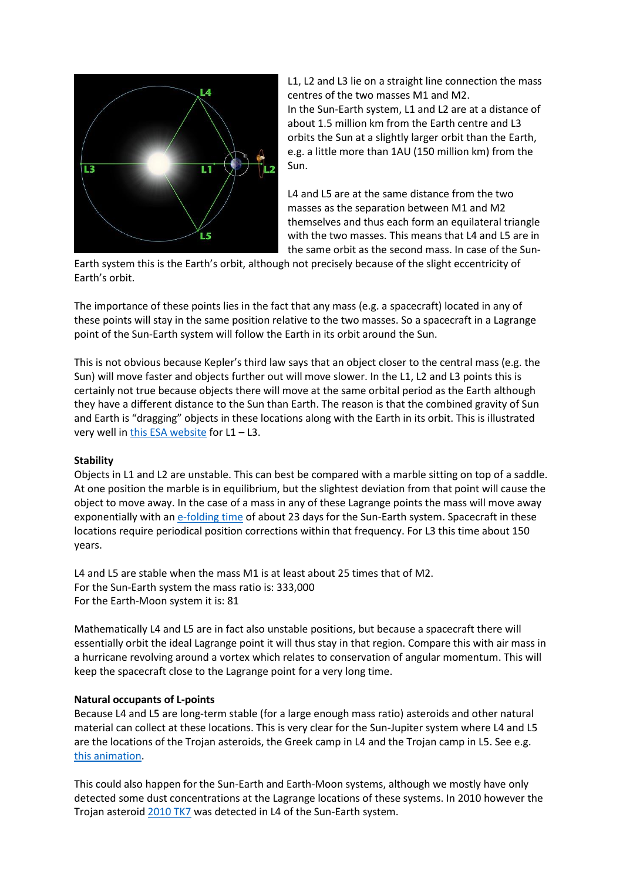L1, L2 and L3 lie on a straight line connection the mass centres of the two masses M1 and M2.
In the Sun-Earth system, L1 and L2 are at a distance of about 1.5 million km from the Earth centre and L3 orbits the Sun at a slightly larger orbit than the Earth, e.g. a little more than 1AU (150 million km) from the Sun.

L4 and L5 are at the same distance from the two masses as the separation between M1 and M2 themselves and thus each form an equilateral triangle with the two masses. This means that L4 and L5 are in the same orbit as the second mass. In case of the Sun-Earth system this is the Earth's orbit, although not precisely because of the slight eccentricity of Earth's orbit.

The importance of these points lies in the fact that any mass (e.g. a spacecraft) located in any of these points will stay in the same position relative to the two masses. So a spacecraft in a Lagrange point of the Sun-Earth system will follow the Earth in its orbit around the Sun.

This is not obvious because Kepler's third law says that an object closer to the central mass (e.g. the Sun) will move faster and objects further out will move slower. In the L1, L2 and L3 points this is certainly not true because objects there will move at the same orbital period as the Earth although they have a different distance to the Sun than Earth. The reason is that the combined gravity of Sun and Earth is "dragging" objects in these locations along with the Earth in its orbit. This is illustrated very well in this ESA website for L1 – L3.

**Stability**

Objects in L1 and L2 are unstable. This can best be compared with a marble sitting on top of a saddle. At one position the marble is in equilibrium, but the slightest deviation from that point will cause the object to move away. In the case of a mass in any of these Lagrange points the mass will move away exponentially with an e-folding time of about 23 days for the Sun-Earth system. Spacecraft in these locations require periodical position corrections within that frequency. For L3 this time about 150 years.

L4 and L5 are stable when the mass M1 is at least about 25 times that of M2.
For the Sun-Earth system the mass ratio is: 333,000
For the Earth-Moon system it is: 81

Mathematically L4 and L5 are in fact also unstable positions, but because a spacecraft there will essentially orbit the ideal Lagrange point it will thus stay in that region. Compare this with air mass in a hurricane revolving around a vortex which relates to conservation of angular momentum. This will keep the spacecraft close to the Lagrange point for a very long time.

**Natural occupants of L-points**

Because L4 and L5 are long-term stable (for a large enough mass ratio) asteroids and other natural material can collect at these locations. This is very clear for the Sun-Jupiter system where L4 and L5 are the locations of the Trojan asteroids, the Greek camp in L4 and the Trojan camp in L5. See e.g. this animation.

This could also happen for the Sun-Earth and Earth-Moon systems, although we mostly have only detected some dust concentrations at the Lagrange locations of these systems. In 2010 however the Trojan asteroid 2010 TK7 was detected in L4 of the Sun-Earth system.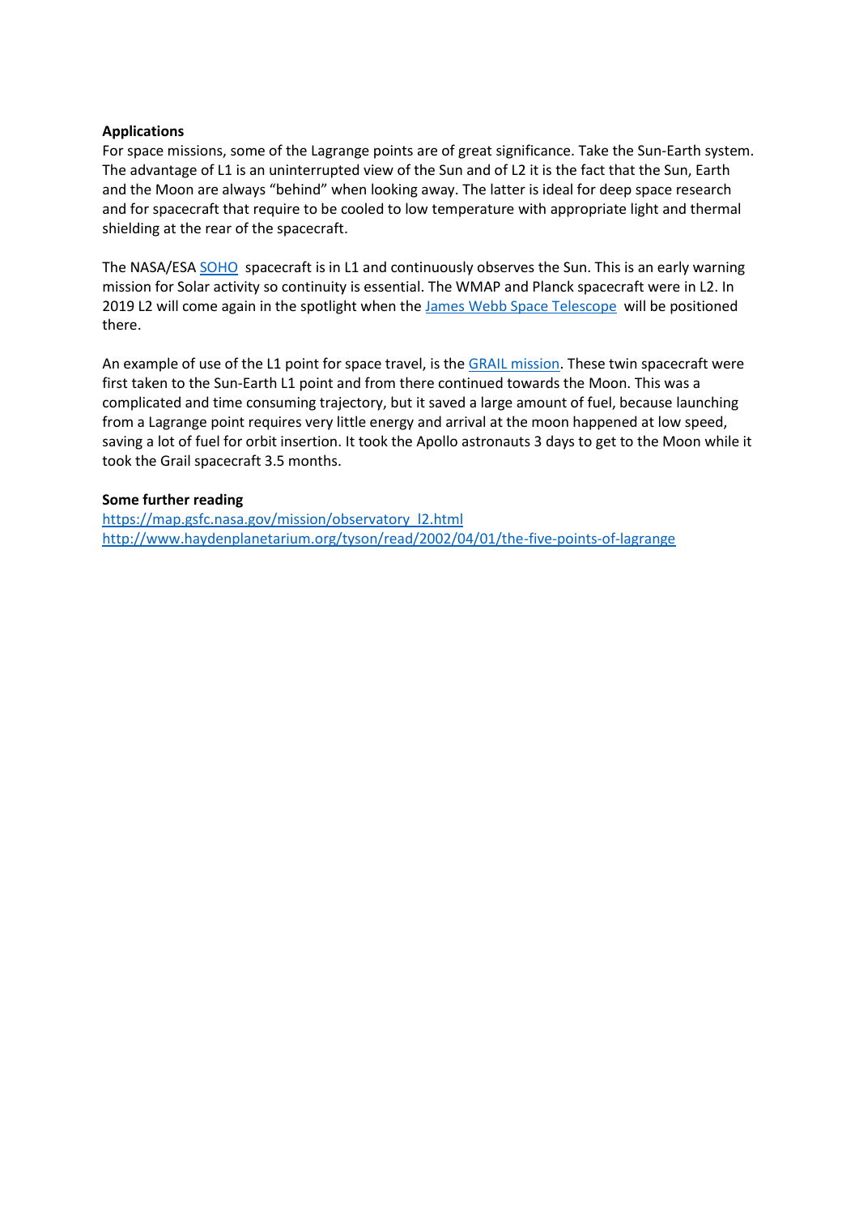**Applications**

For space missions, some of the Lagrange points are of great significance. Take the Sun-Earth system. The advantage of L1 is an uninterrupted view of the Sun and of L2 it is the fact that the Sun, Earth and the Moon are always "behind" when looking away. The latter is ideal for deep space research and for spacecraft that require to be cooled to low temperature with appropriate light and thermal shielding at the rear of the spacecraft.

The NASA/ESA SOHO spacecraft is in L1 and continuously observes the Sun. This is an early warning mission for Solar activity so continuity is essential. The WMAP and Planck spacecraft were in L2. In 2019 L2 will come again in the spotlight when the James Webb Space Telescope will be positioned there.

An example of use of the L1 point for space travel, is the GRAIL mission. These twin spacecraft were first taken to the Sun-Earth L1 point and from there continued towards the Moon. This was a complicated and time consuming trajectory, but it saved a large amount of fuel, because launching from a Lagrange point requires very little energy and arrival at the moon happened at low speed, saving a lot of fuel for orbit insertion. It took the Apollo astronauts 3 days to get to the Moon while it took the Grail spacecraft 3.5 months.

**Some further reading**

https://map.gsfc.nasa.gov/mission/observatory_l2.html
http://www.haydenplanetarium.org/tyson/read/2002/04/01/the-five-points-of-lagrange